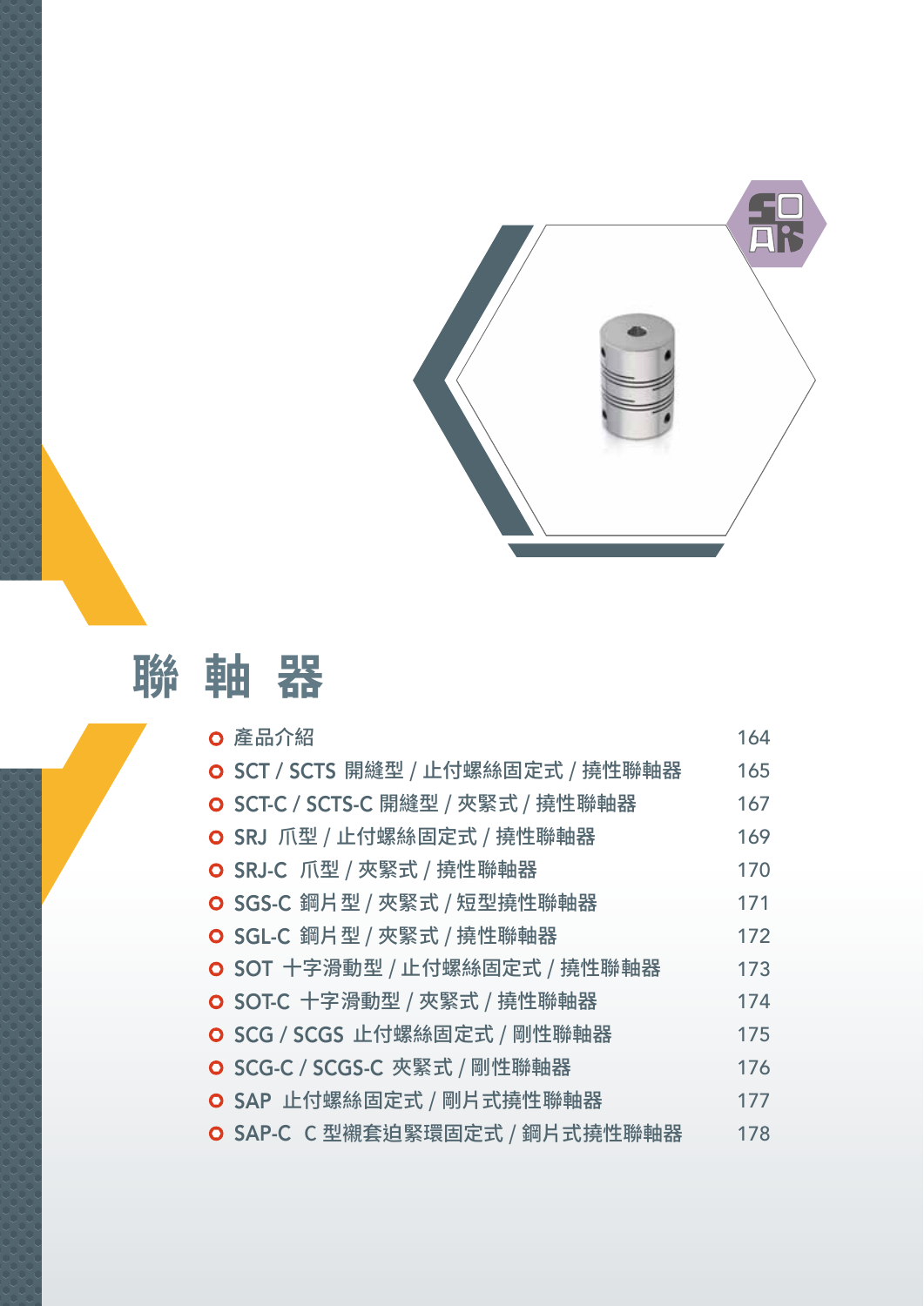# 聯 軸 器

| | |
|---|---|
| 產品介紹 | 164 |
| SCT / SCTS 開縫型 / 止付螺絲固定式 / 撓性聯軸器 | 165 |
| SCT-C / SCTS-C 開縫型 / 夾緊式 / 撓性聯軸器 | 167 |
| SRJ 爪型 / 止付螺絲固定式 / 撓性聯軸器 | 169 |
| SRJ-C 爪型 / 夾緊式 / 撓性聯軸器 | 170 |
| SGS-C 鋼片型 / 夾緊式 / 短型撓性聯軸器 | 171 |
| SGL-C 鋼片型 / 夾緊式 / 撓性聯軸器 | 172 |
| SOT 十字滑動型 / 止付螺絲固定式 / 撓性聯軸器 | 173 |
| SOT-C 十字滑動型 / 夾緊式 / 撓性聯軸器 | 174 |
| SCG / SCGS 止付螺絲固定式 / 剛性聯軸器 | 175 |
| SCG-C / SCGS-C 夾緊式 / 剛性聯軸器 | 176 |
| SAP 止付螺絲固定式 / 剛片式撓性聯軸器 | 177 |
| SAP-C C 型襯套迫緊環固定式 / 鋼片式撓性聯軸器 | 178 |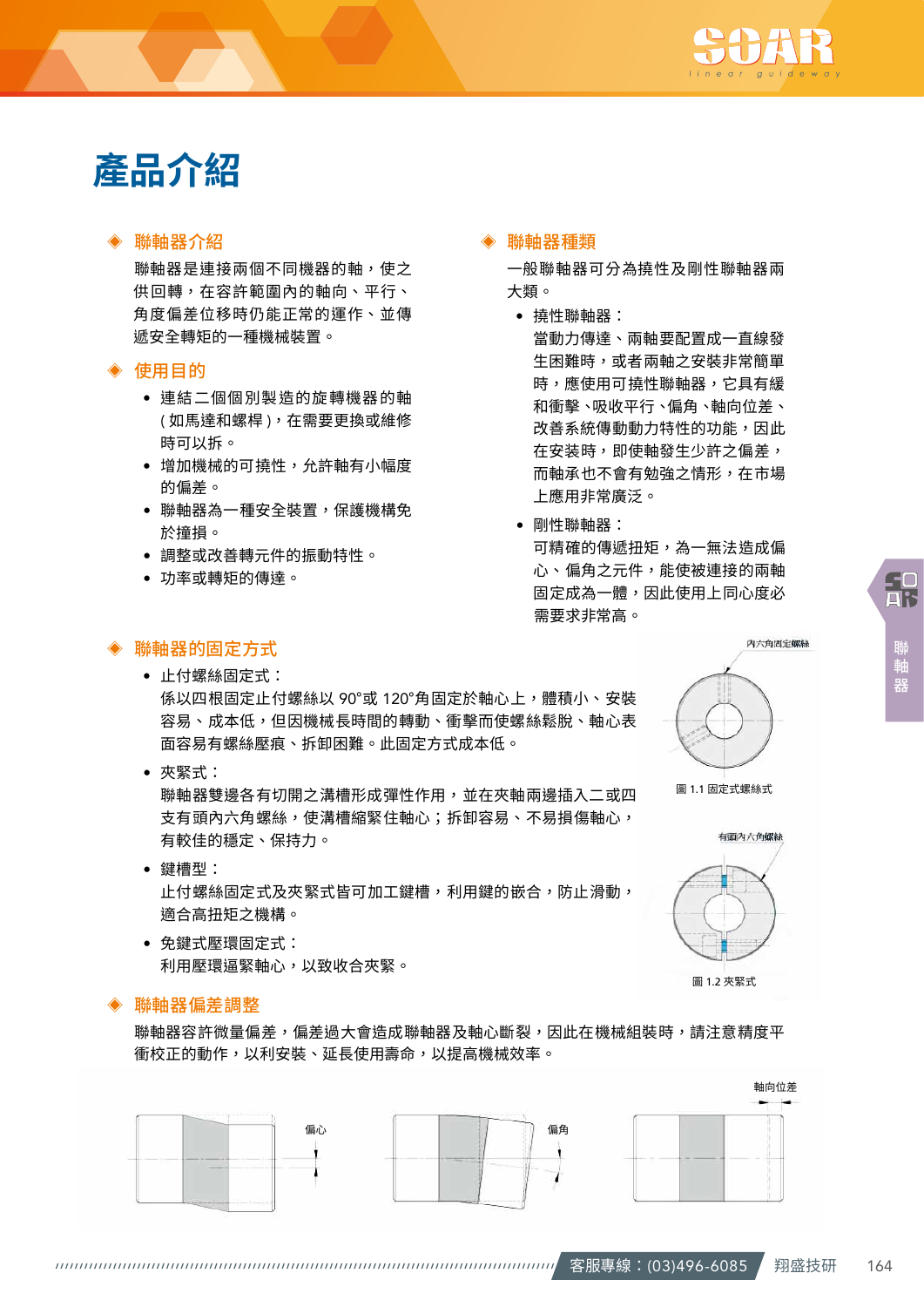# 產品介紹

## ◆ 聯軸器介紹

聯軸器是連接兩個不同機器的軸，使之供回轉，在容許範圍內的軸向、平行、角度偏差位移時仍能正常的運作、並傳遞安全轉矩的一種機械裝置。

## ◆ 使用目的

- 連結二個個別製造的旋轉機器的軸 ( 如馬達和螺桿 )，在需要更換或維修時可以拆。
- 增加機械的可撓性，允許軸有小幅度的偏差。
- 聯軸器為一種安全裝置，保護機構免於撞損。
- 調整或改善轉元件的振動特性。
- 功率或轉矩的傳達。

## ◆ 聯軸器種類

一般聯軸器可分為撓性及剛性聯軸器兩大類。

- 撓性聯軸器：
  當動力傳達、兩軸要配置成一直線發生困難時，或者兩軸之安裝非常簡單時，應使用可撓性聯軸器，它具有緩和衝擊、吸收平行、偏角、軸向位差、改善系統傳動動力特性的功能，因此在安裝時，即使軸發生少許之偏差，而軸承也不會有勉強之情形，在市場上應用非常廣泛。
- 剛性聯軸器：
  可精確的傳遞扭矩，為一無法造成偏心、偏角之元件，能使被連接的兩軸固定成為一體，因此使用上同心度必需要求非常高。

## ◆ 聯軸器的固定方式

- 止付螺絲固定式：
  係以四根固定止付螺絲以 90°或 120°角固定於軸心上，體積小、安裝容易、成本低，但因機械長時間的轉動、衝擊而使螺絲鬆脫、軸心表面容易有螺絲壓痕、拆卸困難。此固定方式成本低。
- 夾緊式：
  聯軸器雙邊各有切開之溝槽形成彈性作用，並在夾軸兩邊插入二或四支有頭內六角螺絲，使溝槽縮緊住軸心；拆卸容易、不易損傷軸心，有較佳的穩定、保持力。
- 鍵槽型：
  止付螺絲固定式及夾緊式皆可加工鍵槽，利用鍵的嵌合，防止滑動，適合高扭矩之機構。
- 免鍵式壓環固定式：
  利用壓環逼緊軸心，以致收合夾緊。

內六角固定螺絲

圖 1.1 固定式螺絲式

有頭內六角螺絲

圖 1.2 夾緊式

## ◆ 聯軸器偏差調整

聯軸器容許微量偏差，偏差過大會造成聯軸器及軸心斷裂，因此在機械組裝時，請注意精度平衡校正的動作，以利安裝、延長使用壽命，以提高機械效率。

偏心　　偏角　　軸向位差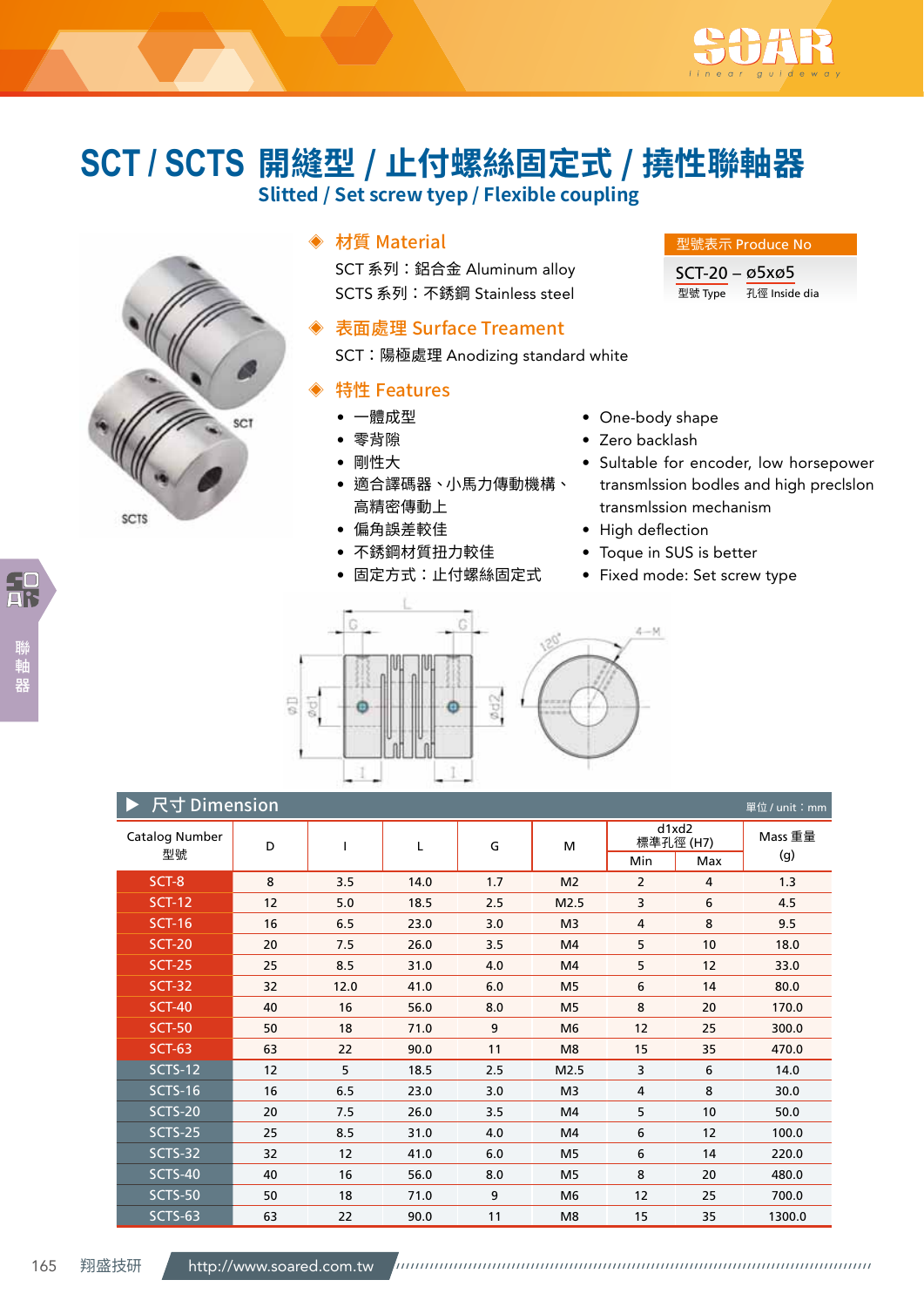# SCT / SCTS 開縫型 / 止付螺絲固定式 / 撓性聯軸器

**Slitted / Set screw tyep / Flexible coupling**

## ◈ 材質 Material

SCT 系列：鋁合金 Aluminum alloy

SCTS 系列：不銹鋼 Stainless steel

## ◈ 表面處理 Surface Treament

SCT：陽極處理 Anodizing standard white

## ◈ 特性 Features

- 一體成型
- 零背隙
- 剛性大
- 適合譯碼器、小馬力傳動機構、高精密傳動上
- 偏角誤差較佳
- 不銹鋼材質扭力較佳
- 固定方式：止付螺絲固定式

- One-body shape
- Zero backlash
- Sultable for encoder, low horsepower transmlssion bodles and high preclslon transmlssion mechanism
- High deflection
- Toque in SUS is better
- Fixed mode: Set screw type

**型號表示 Produce No**

SCT-20 – ø5xø5

型號 Type　孔徑 Inside dia

## ▶ 尺寸 Dimension

單位 / unit：mm

| Catalog Number 型號 | D | I | L | G | M | d1xd2 標準孔徑 (H7) Min | Max | Mass 重量 (g) |
|---|---|---|---|---|---|---|---|---|
| SCT-8 | 8 | 3.5 | 14.0 | 1.7 | M2 | 2 | 4 | 1.3 |
| SCT-12 | 12 | 5.0 | 18.5 | 2.5 | M2.5 | 3 | 6 | 4.5 |
| SCT-16 | 16 | 6.5 | 23.0 | 3.0 | M3 | 4 | 8 | 9.5 |
| SCT-20 | 20 | 7.5 | 26.0 | 3.5 | M4 | 5 | 10 | 18.0 |
| SCT-25 | 25 | 8.5 | 31.0 | 4.0 | M4 | 5 | 12 | 33.0 |
| SCT-32 | 32 | 12.0 | 41.0 | 6.0 | M5 | 6 | 14 | 80.0 |
| SCT-40 | 40 | 16 | 56.0 | 8.0 | M5 | 8 | 20 | 170.0 |
| SCT-50 | 50 | 18 | 71.0 | 9 | M6 | 12 | 25 | 300.0 |
| SCT-63 | 63 | 22 | 90.0 | 11 | M8 | 15 | 35 | 470.0 |
| SCTS-12 | 12 | 5 | 18.5 | 2.5 | M2.5 | 3 | 6 | 14.0 |
| SCTS-16 | 16 | 6.5 | 23.0 | 3.0 | M3 | 4 | 8 | 30.0 |
| SCTS-20 | 20 | 7.5 | 26.0 | 3.5 | M4 | 5 | 10 | 50.0 |
| SCTS-25 | 25 | 8.5 | 31.0 | 4.0 | M4 | 6 | 12 | 100.0 |
| SCTS-32 | 32 | 12 | 41.0 | 6.0 | M5 | 6 | 14 | 220.0 |
| SCTS-40 | 40 | 16 | 56.0 | 8.0 | M5 | 8 | 20 | 480.0 |
| SCTS-50 | 50 | 18 | 71.0 | 9 | M6 | 12 | 25 | 700.0 |
| SCTS-63 | 63 | 22 | 90.0 | 11 | M8 | 15 | 35 | 1300.0 |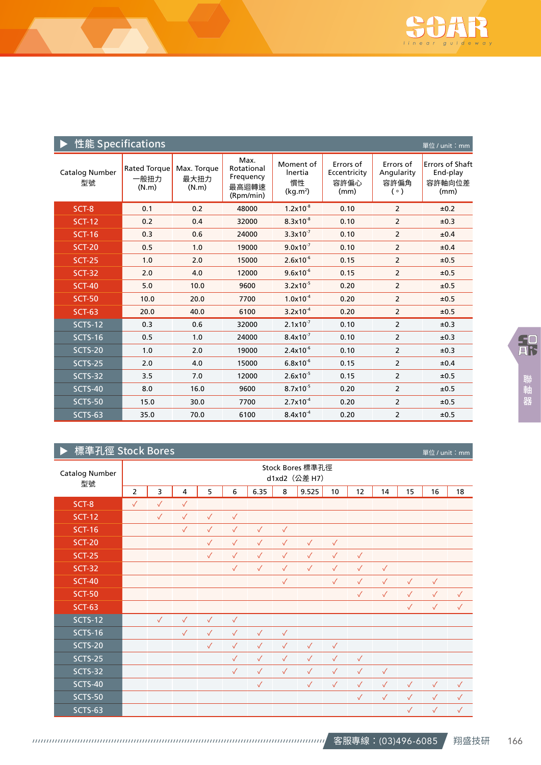## ▶ 性能 Specifications

單位 / unit：mm

| Catalog Number 型號 | Rated Torque 一般扭力 (N.m) | Max. Torque 最大扭力 (N.m) | Max. Rotational Frequency 最高迴轉速 (Rpm/min) | Moment of Inertia 慣性 ($kg.m^2$) | Errors of Eccentricity 容許偏心 (mm) | Errors of Angularity 容許偏角 (°) | Errors of Shaft End-play 容許軸向位差 (mm) |
|---|---|---|---|---|---|---|---|
| SCT-8 | 0.1 | 0.2 | 48000 | $1.2x10^{-8}$ | 0.10 | 2 | ±0.2 |
| SCT-12 | 0.2 | 0.4 | 32000 | $8.3x10^{-8}$ | 0.10 | 2 | ±0.3 |
| SCT-16 | 0.3 | 0.6 | 24000 | $3.3x10^{-7}$ | 0.10 | 2 | ±0.4 |
| SCT-20 | 0.5 | 1.0 | 19000 | $9.0x10^{-7}$ | 0.10 | 2 | ±0.4 |
| SCT-25 | 1.0 | 2.0 | 15000 | $2.6x10^{-6}$ | 0.15 | 2 | ±0.5 |
| SCT-32 | 2.0 | 4.0 | 12000 | $9.6x10^{-6}$ | 0.15 | 2 | ±0.5 |
| SCT-40 | 5.0 | 10.0 | 9600 | $3.2x10^{-5}$ | 0.20 | 2 | ±0.5 |
| SCT-50 | 10.0 | 20.0 | 7700 | $1.0x10^{-4}$ | 0.20 | 2 | ±0.5 |
| SCT-63 | 20.0 | 40.0 | 6100 | $3.2x10^{-4}$ | 0.20 | 2 | ±0.5 |
| SCTS-12 | 0.3 | 0.6 | 32000 | $2.1x10^{-7}$ | 0.10 | 2 | ±0.3 |
| SCTS-16 | 0.5 | 1.0 | 24000 | $8.4x10^{-7}$ | 0.10 | 2 | ±0.3 |
| SCTS-20 | 1.0 | 2.0 | 19000 | $2.4x10^{-6}$ | 0.10 | 2 | ±0.3 |
| SCTS-25 | 2.0 | 4.0 | 15000 | $6.8x10^{-6}$ | 0.15 | 2 | ±0.4 |
| SCTS-32 | 3.5 | 7.0 | 12000 | $2.6x10^{-5}$ | 0.15 | 2 | ±0.5 |
| SCTS-40 | 8.0 | 16.0 | 9600 | $8.7x10^{-5}$ | 0.20 | 2 | ±0.5 |
| SCTS-50 | 15.0 | 30.0 | 7700 | $2.7x10^{-4}$ | 0.20 | 2 | ±0.5 |
| SCTS-63 | 35.0 | 70.0 | 6100 | $8.4x10^{-4}$ | 0.20 | 2 | ±0.5 |

## ▶ 標準孔徑 Stock Bores

單位 / unit：mm

| Catalog Number 型號 | Stock Bores 標準孔徑 d1xd2（公差 H7） | | | | | | | | | | | | | |
|---|---|---|---|---|---|---|---|---|---|---|---|---|---|---|
| | 2 | 3 | 4 | 5 | 6 | 6.35 | 8 | 9.525 | 10 | 12 | 14 | 15 | 16 | 18 |
| SCT-8 | ✓ | ✓ | ✓ | | | | | | | | | | | |
| SCT-12 | | ✓ | ✓ | ✓ | ✓ | | | | | | | | | |
| SCT-16 | | | ✓ | ✓ | ✓ | ✓ | ✓ | | | | | | | |
| SCT-20 | | | | ✓ | ✓ | ✓ | ✓ | ✓ | ✓ | | | | | |
| SCT-25 | | | | ✓ | ✓ | ✓ | ✓ | ✓ | ✓ | ✓ | | | | |
| SCT-32 | | | | | ✓ | ✓ | ✓ | ✓ | ✓ | ✓ | ✓ | | | |
| SCT-40 | | | | | | | ✓ | | ✓ | ✓ | ✓ | ✓ | ✓ | |
| SCT-50 | | | | | | | | | | ✓ | ✓ | ✓ | ✓ | ✓ |
| SCT-63 | | | | | | | | | | | | ✓ | ✓ | ✓ |
| SCTS-12 | | ✓ | ✓ | ✓ | ✓ | | | | | | | | | |
| SCTS-16 | | | ✓ | ✓ | ✓ | ✓ | ✓ | | | | | | | |
| SCTS-20 | | | | ✓ | ✓ | ✓ | ✓ | ✓ | ✓ | | | | | |
| SCTS-25 | | | | | ✓ | ✓ | ✓ | ✓ | ✓ | ✓ | | | | |
| SCTS-32 | | | | | ✓ | ✓ | ✓ | ✓ | ✓ | ✓ | ✓ | | | |
| SCTS-40 | | | | | | ✓ | | ✓ | ✓ | ✓ | ✓ | ✓ | ✓ | ✓ |
| SCTS-50 | | | | | | | | | | ✓ | ✓ | ✓ | ✓ | ✓ |
| SCTS-63 | | | | | | | | | | | | ✓ | ✓ | ✓ |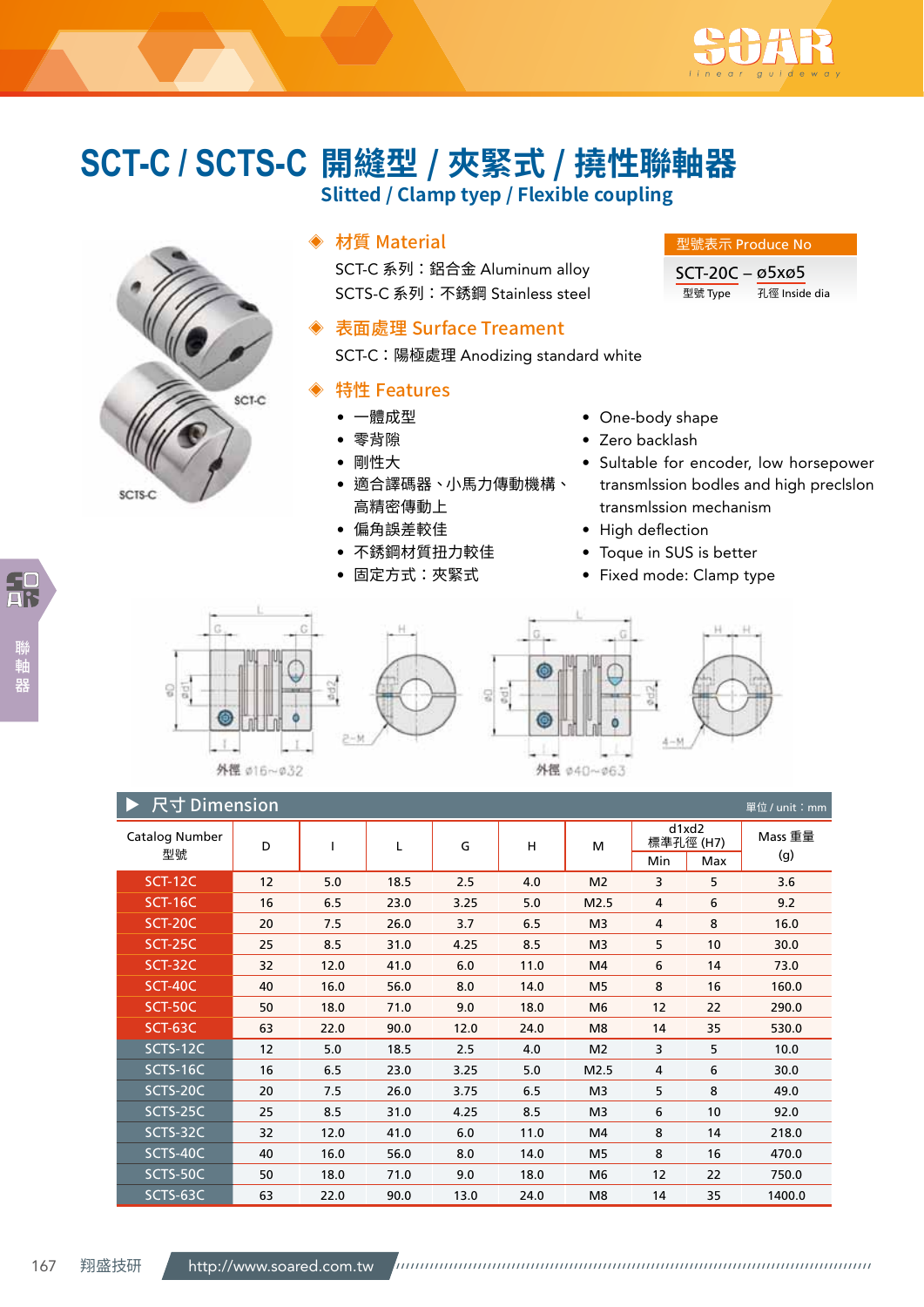# SCT-C / SCTS-C 開縫型 / 夾緊式 / 撓性聯軸器

## Slitted / Clamp typep / Flexible coupling

### ◈ 材質 Material

SCT-C 系列：鋁合金 Aluminum alloy
SCTS-C 系列：不銹鋼 Stainless steel

### ◈ 表面處理 Surface Treament

SCT-C：陽極處理 Anodizing standard white

### ◈ 特性 Features

- 一體成型
- 零背隙
- 剛性大
- 適合譯碼器、小馬力傳動機構、高精密傳動上
- 偏角誤差較佳
- 不銹鋼材質扭力較佳
- 固定方式：夾緊式

- One-body shape
- Zero backlash
- Sultable for encoder, low horsepower transmlssion bodles and high preclslon transmlssion mechanism
- High deflection
- Toque in SUS is better
- Fixed mode: Clamp type

**型號表示 Produce No**

SCT-20C – ø5xø5
型號 Type　孔徑 Inside dia

外徑 ø16~ø32　　外徑 ø40~ø63

### ▶ 尺寸 Dimension

單位 / unit：mm

| Catalog Number 型號 | D | I | L | G | H | M | d1xd2 標準孔徑 (H7) Min | Max | Mass 重量 (g) |
|---|---|---|---|---|---|---|---|---|---|
| SCT-12C | 12 | 5.0 | 18.5 | 2.5 | 4.0 | M2 | 3 | 5 | 3.6 |
| SCT-16C | 16 | 6.5 | 23.0 | 3.25 | 5.0 | M2.5 | 4 | 6 | 9.2 |
| SCT-20C | 20 | 7.5 | 26.0 | 3.7 | 6.5 | M3 | 4 | 8 | 16.0 |
| SCT-25C | 25 | 8.5 | 31.0 | 4.25 | 8.5 | M3 | 5 | 10 | 30.0 |
| SCT-32C | 32 | 12.0 | 41.0 | 6.0 | 11.0 | M4 | 6 | 14 | 73.0 |
| SCT-40C | 40 | 16.0 | 56.0 | 8.0 | 14.0 | M5 | 8 | 16 | 160.0 |
| SCT-50C | 50 | 18.0 | 71.0 | 9.0 | 18.0 | M6 | 12 | 22 | 290.0 |
| SCT-63C | 63 | 22.0 | 90.0 | 12.0 | 24.0 | M8 | 14 | 35 | 530.0 |
| SCTS-12C | 12 | 5.0 | 18.5 | 2.5 | 4.0 | M2 | 3 | 5 | 10.0 |
| SCTS-16C | 16 | 6.5 | 23.0 | 3.25 | 5.0 | M2.5 | 4 | 6 | 30.0 |
| SCTS-20C | 20 | 7.5 | 26.0 | 3.75 | 6.5 | M3 | 5 | 8 | 49.0 |
| SCTS-25C | 25 | 8.5 | 31.0 | 4.25 | 8.5 | M3 | 6 | 10 | 92.0 |
| SCTS-32C | 32 | 12.0 | 41.0 | 6.0 | 11.0 | M4 | 8 | 14 | 218.0 |
| SCTS-40C | 40 | 16.0 | 56.0 | 8.0 | 14.0 | M5 | 8 | 16 | 470.0 |
| SCTS-50C | 50 | 18.0 | 71.0 | 9.0 | 18.0 | M6 | 12 | 22 | 750.0 |
| SCTS-63C | 63 | 22.0 | 90.0 | 13.0 | 24.0 | M8 | 14 | 35 | 1400.0 |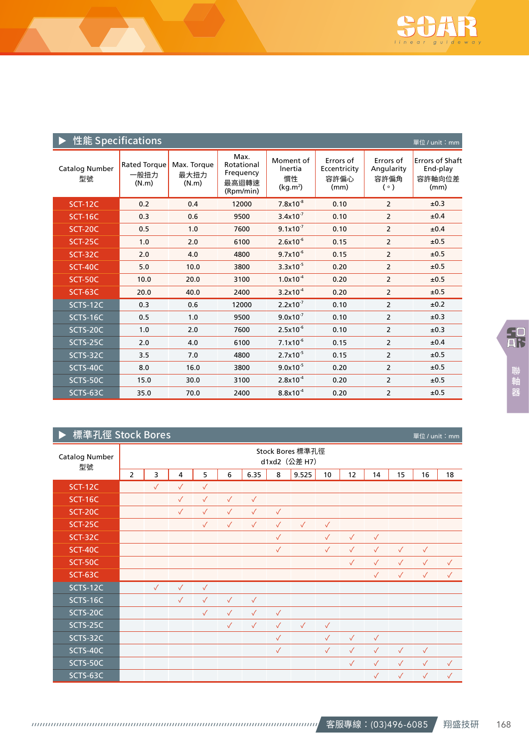## ▶ 性能 Specifications

單位 / unit：mm

| Catalog Number 型號 | Rated Torque 一般扭力 (N.m) | Max. Torque 最大扭力 (N.m) | Max. Rotational Frequency 最高迴轉速 (Rpm/min) | Moment of Inertia 慣性 (kg.m²) | Errors of Eccentricity 容許偏心 (mm) | Errors of Angularity 容許偏角 (°) | Errors of Shaft End-play 容許軸向位差 (mm) |
|---|---|---|---|---|---|---|---|
| SCT-12C | 0.2 | 0.4 | 12000 | $7.8\text{x}10^{-8}$ | 0.10 | 2 | ±0.3 |
| SCT-16C | 0.3 | 0.6 | 9500 | $3.4\text{x}10^{-7}$ | 0.10 | 2 | ±0.4 |
| SCT-20C | 0.5 | 1.0 | 7600 | $9.1\text{x}10^{-7}$ | 0.10 | 2 | ±0.4 |
| SCT-25C | 1.0 | 2.0 | 6100 | $2.6\text{x}10^{-6}$ | 0.15 | 2 | ±0.5 |
| SCT-32C | 2.0 | 4.0 | 4800 | $9.7\text{x}10^{-6}$ | 0.15 | 2 | ±0.5 |
| SCT-40C | 5.0 | 10.0 | 3800 | $3.3\text{x}10^{-5}$ | 0.20 | 2 | ±0.5 |
| SCT-50C | 10.0 | 20.0 | 3100 | $1.0\text{x}10^{-4}$ | 0.20 | 2 | ±0.5 |
| SCT-63C | 20.0 | 40.0 | 2400 | $3.2\text{x}10^{-4}$ | 0.20 | 2 | ±0.5 |
| SCTS-12C | 0.3 | 0.6 | 12000 | $2.2\text{x}10^{-7}$ | 0.10 | 2 | ±0.2 |
| SCTS-16C | 0.5 | 1.0 | 9500 | $9.0\text{x}10^{-7}$ | 0.10 | 2 | ±0.3 |
| SCTS-20C | 1.0 | 2.0 | 7600 | $2.5\text{x}10^{-6}$ | 0.10 | 2 | ±0.3 |
| SCTS-25C | 2.0 | 4.0 | 6100 | $7.1\text{x}10^{-6}$ | 0.15 | 2 | ±0.4 |
| SCTS-32C | 3.5 | 7.0 | 4800 | $2.7\text{x}10^{-5}$ | 0.15 | 2 | ±0.5 |
| SCTS-40C | 8.0 | 16.0 | 3800 | $9.0\text{x}10^{-5}$ | 0.20 | 2 | ±0.5 |
| SCTS-50C | 15.0 | 30.0 | 3100 | $2.8\text{x}10^{-4}$ | 0.20 | 2 | ±0.5 |
| SCTS-63C | 35.0 | 70.0 | 2400 | $8.8\text{x}10^{-4}$ | 0.20 | 2 | ±0.5 |

## ▶ 標準孔徑 Stock Bores

單位 / unit：mm

| Catalog Number 型號 | Stock Bores 標準孔徑 d1xd2（公差 H7） | | | | | | | | | | | | | |
|---|---|---|---|---|---|---|---|---|---|---|---|---|---|---|
| | 2 | 3 | 4 | 5 | 6 | 6.35 | 8 | 9.525 | 10 | 12 | 14 | 15 | 16 | 18 |
| SCT-12C | | ✓ | ✓ | ✓ | | | | | | | | | | |
| SCT-16C | | | ✓ | ✓ | ✓ | ✓ | | | | | | | | |
| SCT-20C | | | ✓ | ✓ | ✓ | ✓ | ✓ | | | | | | | |
| SCT-25C | | | | ✓ | ✓ | ✓ | ✓ | ✓ | ✓ | | | | | |
| SCT-32C | | | | | | | ✓ | | ✓ | ✓ | ✓ | | | |
| SCT-40C | | | | | | | ✓ | | ✓ | ✓ | ✓ | ✓ | ✓ | |
| SCT-50C | | | | | | | | | | ✓ | ✓ | ✓ | ✓ | ✓ |
| SCT-63C | | | | | | | | | | | ✓ | ✓ | ✓ | ✓ |
| SCTS-12C | | ✓ | ✓ | ✓ | | | | | | | | | | |
| SCTS-16C | | | ✓ | ✓ | ✓ | ✓ | | | | | | | | |
| SCTS-20C | | | | ✓ | ✓ | ✓ | ✓ | | | | | | | |
| SCTS-25C | | | | | ✓ | ✓ | ✓ | ✓ | ✓ | | | | | |
| SCTS-32C | | | | | | | ✓ | | ✓ | ✓ | ✓ | | | |
| SCTS-40C | | | | | | | ✓ | | ✓ | ✓ | ✓ | ✓ | ✓ | |
| SCTS-50C | | | | | | | | | | ✓ | ✓ | ✓ | ✓ | ✓ |
| SCTS-63C | | | | | | | | | | | ✓ | ✓ | ✓ | ✓ |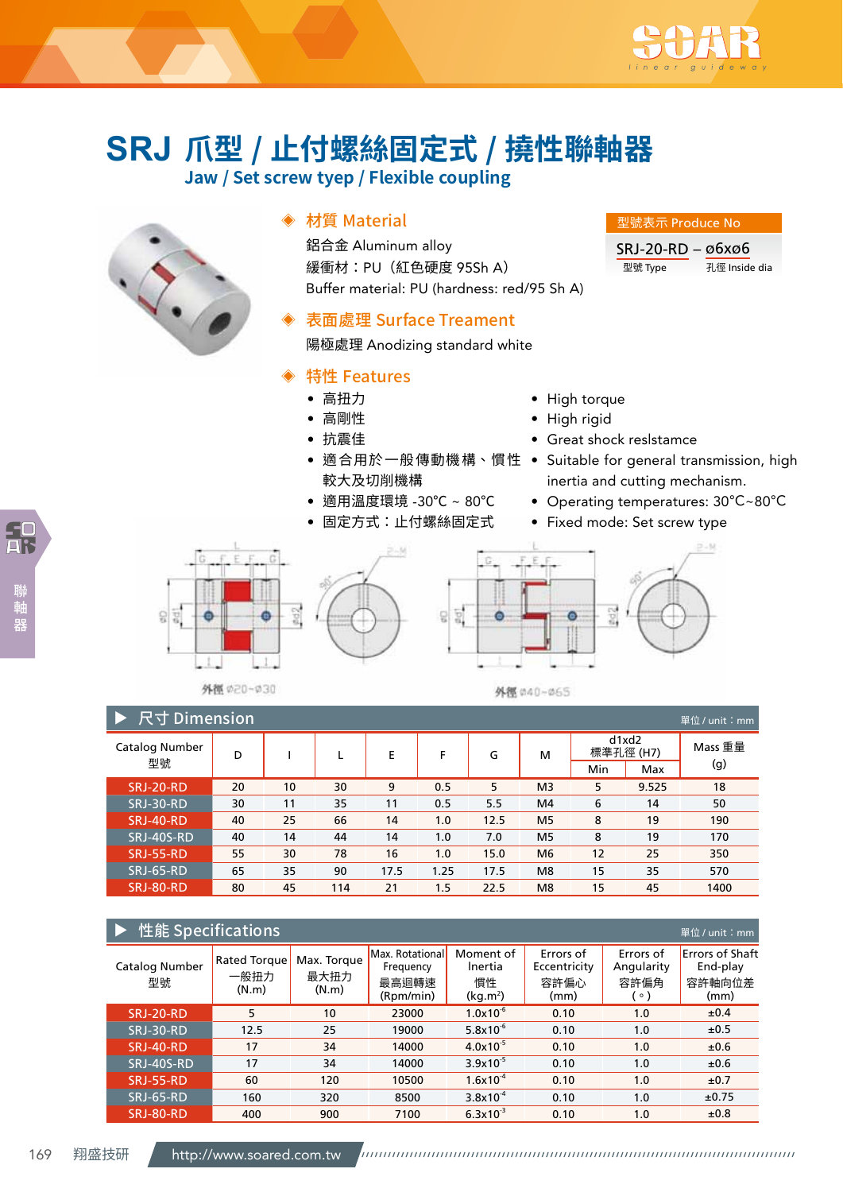# SRJ 爪型 / 止付螺絲固定式 / 撓性聯軸器

## Jaw / Set screw tyep / Flexible coupling

### ◈ 材質 Material

鋁合金 Aluminum alloy

緩衝材：PU（紅色硬度 95Sh A）

Buffer material: PU (hardness: red/95 Sh A)

型號表示 Produce No

SRJ-20-RD – ø6xø6

型號 Type　孔徑 Inside dia

### ◈ 表面處理 Surface Treament

陽極處理 Anodizing standard white

### ◈ 特性 Features

- 高扭力
- 高剛性
- 抗震佳
- 適合用於一般傳動機構、慣性較大及切削機構
- 適用溫度環境 -30°C ~ 80°C
- 固定方式：止付螺絲固定式

- High torque
- High rigid
- Great shock reslstamce
- Suitable for general transmission, high inertia and cutting mechanism.
- Operating temperatures: 30°C~80°C
- Fixed mode: Set screw type

外徑 ø20~ø30

外徑 ø40~ø65

## ▶ 尺寸 Dimension

單位 / unit：mm

| Catalog Number 型號 | D | l | L | E | F | G | M | d1xd2 標準孔徑 (H7) Min | Max | Mass 重量 (g) |
|---|---|---|---|---|---|---|---|---|---|---|
| SRJ-20-RD | 20 | 10 | 30 | 9 | 0.5 | 5 | M3 | 5 | 9.525 | 18 |
| SRJ-30-RD | 30 | 11 | 35 | 11 | 0.5 | 5.5 | M4 | 6 | 14 | 50 |
| SRJ-40-RD | 40 | 25 | 66 | 14 | 1.0 | 12.5 | M5 | 8 | 19 | 190 |
| SRJ-40S-RD | 40 | 14 | 44 | 14 | 1.0 | 7.0 | M5 | 8 | 19 | 170 |
| SRJ-55-RD | 55 | 30 | 78 | 16 | 1.0 | 15.0 | M6 | 12 | 25 | 350 |
| SRJ-65-RD | 65 | 35 | 90 | 17.5 | 1.25 | 17.5 | M8 | 15 | 35 | 570 |
| SRJ-80-RD | 80 | 45 | 114 | 21 | 1.5 | 22.5 | M8 | 15 | 45 | 1400 |

## ▶ 性能 Specifications

單位 / unit：mm

| Catalog Number 型號 | Rated Torque 一般扭力 (N.m) | Max. Torque 最大扭力 (N.m) | Max. Rotational Frequency 最高迴轉速 (Rpm/min) | Moment of Inertia 慣性 (kg.m²) | Errors of Eccentricity 容許偏心 (mm) | Errors of Angularity 容許偏角 (°) | Errors of Shaft End-play 容許軸向位差 (mm) |
|---|---|---|---|---|---|---|---|
| SRJ-20-RD | 5 | 10 | 23000 | $1.0 \times 10^{-6}$ | 0.10 | 1.0 | ±0.4 |
| SRJ-30-RD | 12.5 | 25 | 19000 | $5.8 \times 10^{-6}$ | 0.10 | 1.0 | ±0.5 |
| SRJ-40-RD | 17 | 34 | 14000 | $4.0 \times 10^{-5}$ | 0.10 | 1.0 | ±0.6 |
| SRJ-40S-RD | 17 | 34 | 14000 | $3.9 \times 10^{-5}$ | 0.10 | 1.0 | ±0.6 |
| SRJ-55-RD | 60 | 120 | 10500 | $1.6 \times 10^{-4}$ | 0.10 | 1.0 | ±0.7 |
| SRJ-65-RD | 160 | 320 | 8500 | $3.8 \times 10^{-4}$ | 0.10 | 1.0 | ±0.75 |
| SRJ-80-RD | 400 | 900 | 7100 | $6.3 \times 10^{-3}$ | 0.10 | 1.0 | ±0.8 |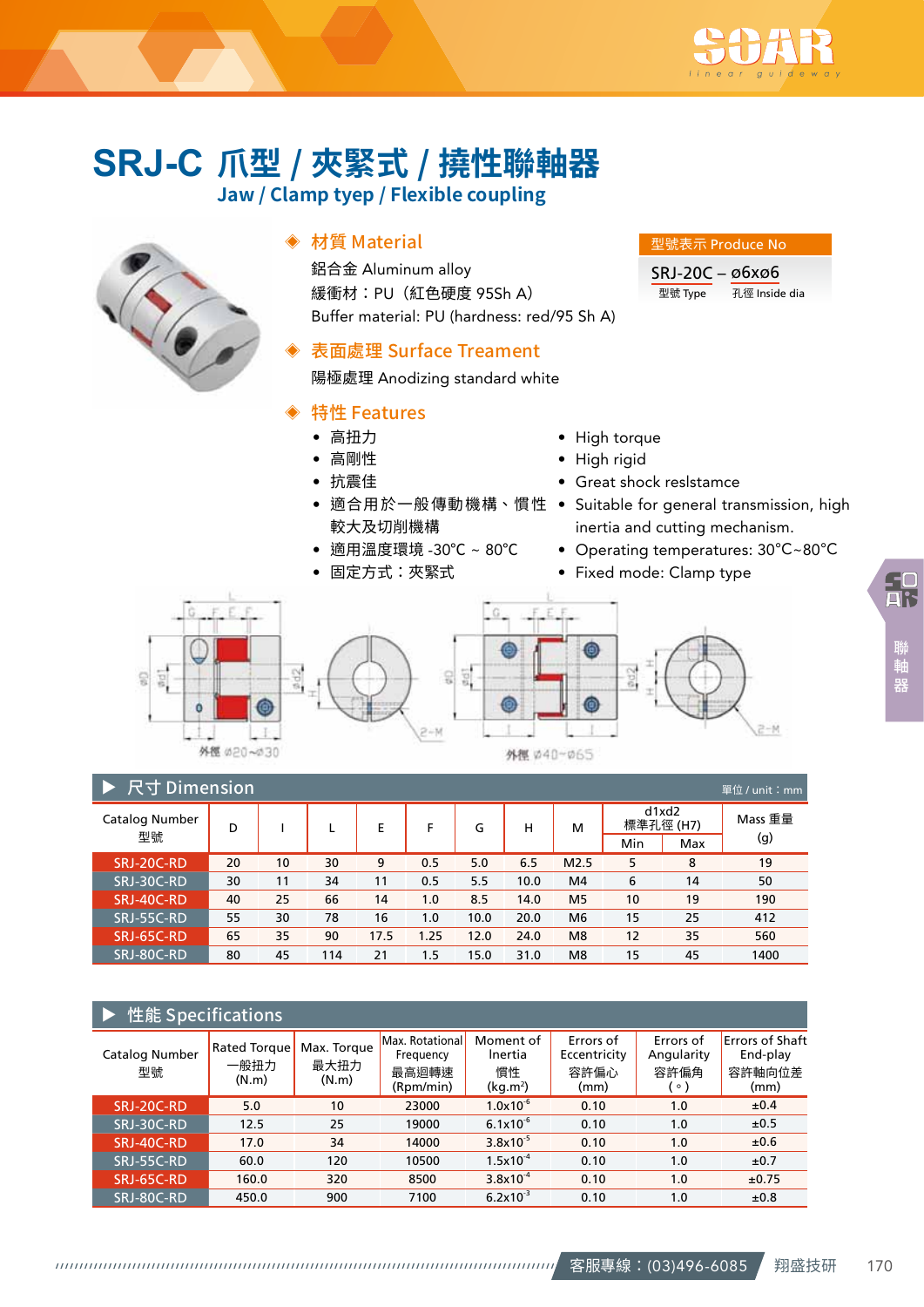# SRJ-C 爪型 / 夾緊式 / 撓性聯軸器

## Jaw / Clamp tyep / Flexible coupling

### ◈ 材質 Material

鋁合金 Aluminum alloy
緩衝材：PU（紅色硬度 95Sh A）
Buffer material: PU (hardness: red/95 Sh A)

**型號表示 Produce No**

SRJ-20C – ø6xø6
型號 Type　孔徑 Inside dia

### ◈ 表面處理 Surface Treament

陽極處理 Anodizing standard white

### ◈ 特性 Features

- 高扭力
- 高剛性
- 抗震佳
- 適合用於一般傳動機構、慣性較大及切削機構
- 適用溫度環境 -30°C ~ 80°C
- 固定方式：夾緊式

- High torque
- High rigid
- Great shock reslstamce
- Suitable for general transmission, high inertia and cutting mechanism.
- Operating temperatures: 30°C~80°C
- Fixed mode: Clamp type

外徑 ø20~ø30　　外徑 ø40~ø65

### ▶ 尺寸 Dimension

單位 / unit：mm

| Catalog Number 型號 | D | I | L | E | F | G | H | M | d1xd2 標準孔徑 (H7) Min | d1xd2 標準孔徑 (H7) Max | Mass 重量 (g) |
|---|---|---|---|---|---|---|---|---|---|---|---|
| SRJ-20C-RD | 20 | 10 | 30 | 9 | 0.5 | 5.0 | 6.5 | M2.5 | 5 | 8 | 19 |
| SRJ-30C-RD | 30 | 11 | 34 | 11 | 0.5 | 5.5 | 10.0 | M4 | 6 | 14 | 50 |
| SRJ-40C-RD | 40 | 25 | 66 | 14 | 1.0 | 8.5 | 14.0 | M5 | 10 | 19 | 190 |
| SRJ-55C-RD | 55 | 30 | 78 | 16 | 1.0 | 10.0 | 20.0 | M6 | 15 | 25 | 412 |
| SRJ-65C-RD | 65 | 35 | 90 | 17.5 | 1.25 | 12.0 | 24.0 | M8 | 12 | 35 | 560 |
| SRJ-80C-RD | 80 | 45 | 114 | 21 | 1.5 | 15.0 | 31.0 | M8 | 15 | 45 | 1400 |

### ▶ 性能 Specifications

| Catalog Number 型號 | Rated Torque 一般扭力 (N.m) | Max. Torque 最大扭力 (N.m) | Max. Rotational Frequency 最高迴轉速 (Rpm/min) | Moment of Inertia 慣性 (kg.m²) | Errors of Eccentricity 容許偏心 (mm) | Errors of Angularity 容許偏角 (∘) | Errors of Shaft End-play 容許軸向位差 (mm) |
|---|---|---|---|---|---|---|---|
| SRJ-20C-RD | 5.0 | 10 | 23000 | $1.0x10^{-6}$ | 0.10 | 1.0 | ±0.4 |
| SRJ-30C-RD | 12.5 | 25 | 19000 | $6.1x10^{-6}$ | 0.10 | 1.0 | ±0.5 |
| SRJ-40C-RD | 17.0 | 34 | 14000 | $3.8x10^{-5}$ | 0.10 | 1.0 | ±0.6 |
| SRJ-55C-RD | 60.0 | 120 | 10500 | $1.5x10^{-4}$ | 0.10 | 1.0 | ±0.7 |
| SRJ-65C-RD | 160.0 | 320 | 8500 | $3.8x10^{-4}$ | 0.10 | 1.0 | ±0.75 |
| SRJ-80C-RD | 450.0 | 900 | 7100 | $6.2x10^{-3}$ | 0.10 | 1.0 | ±0.8 |

客服專線：(03)496-6085　翔盛技研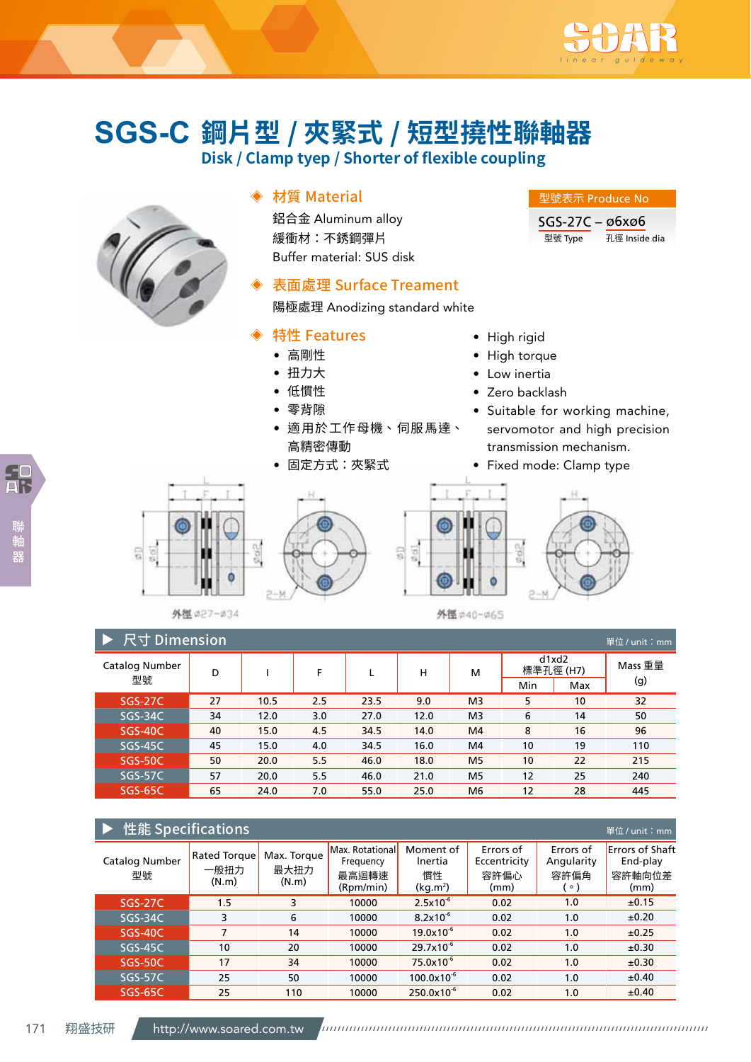# SGS-C 鋼片型 / 夾緊式 / 短型撓性聯軸器

## Disk / Clamp tyep / Shorter of flexible coupling

### ◈ 材質 Material

鋁合金 Aluminum alloy
緩衝材：不銹鋼彈片
Buffer material: SUS disk

**型號表示 Produce No**

SGS-27C – ø6xø6
型號 Type　孔徑 Inside dia

### ◈ 表面處理 Surface Treament

陽極處理 Anodizing standard white

### ◈ 特性 Features

- 高剛性
- 扭力大
- 低慣性
- 零背隙
- 適用於工作母機、伺服馬達、高精密傳動
- 固定方式：夾緊式

- High rigid
- High torque
- Low inertia
- Zero backlash
- Suitable for working machine, servomotor and high precision transmission mechanism.
- Fixed mode: Clamp type

外徑 ø27~ø34　　外徑 ø40~ø65

### ▶ 尺寸 Dimension

單位 / unit：mm

| Catalog Number 型號 | D | I | F | L | H | M | d1xd2 標準孔徑 (H7) Min | Max | Mass 重量 (g) |
|---|---|---|---|---|---|---|---|---|---|
| SGS-27C | 27 | 10.5 | 2.5 | 23.5 | 9.0 | M3 | 5 | 10 | 32 |
| SGS-34C | 34 | 12.0 | 3.0 | 27.0 | 12.0 | M3 | 6 | 14 | 50 |
| SGS-40C | 40 | 15.0 | 4.5 | 34.5 | 14.0 | M4 | 8 | 16 | 96 |
| SGS-45C | 45 | 15.0 | 4.0 | 34.5 | 16.0 | M4 | 10 | 19 | 110 |
| SGS-50C | 50 | 20.0 | 5.5 | 46.0 | 18.0 | M5 | 10 | 22 | 215 |
| SGS-57C | 57 | 20.0 | 5.5 | 46.0 | 21.0 | M5 | 12 | 25 | 240 |
| SGS-65C | 65 | 24.0 | 7.0 | 55.0 | 25.0 | M6 | 12 | 28 | 445 |

### ▶ 性能 Specifications

單位 / unit：mm

| Catalog Number 型號 | Rated Torque 一般扭力 (N.m) | Max. Torque 最大扭力 (N.m) | Max. Rotational Frequency 最高迴轉速 (Rpm/min) | Moment of Inertia 慣性 (kg.m²) | Errors of Eccentricity 容許偏心 (mm) | Errors of Angularity 容許偏角 (°) | Errors of Shaft End-play 容許軸向位差 (mm) |
|---|---|---|---|---|---|---|---|
| SGS-27C | 1.5 | 3 | 10000 | $2.5x10^{-6}$ | 0.02 | 1.0 | ±0.15 |
| SGS-34C | 3 | 6 | 10000 | $8.2x10^{-6}$ | 0.02 | 1.0 | ±0.20 |
| SGS-40C | 7 | 14 | 10000 | $19.0x10^{-6}$ | 0.02 | 1.0 | ±0.25 |
| SGS-45C | 10 | 20 | 10000 | $29.7x10^{-6}$ | 0.02 | 1.0 | ±0.30 |
| SGS-50C | 17 | 34 | 10000 | $75.0x10^{-6}$ | 0.02 | 1.0 | ±0.30 |
| SGS-57C | 25 | 50 | 10000 | $100.0x10^{-6}$ | 0.02 | 1.0 | ±0.40 |
| SGS-65C | 25 | 110 | 10000 | $250.0x10^{-6}$ | 0.02 | 1.0 | ±0.40 |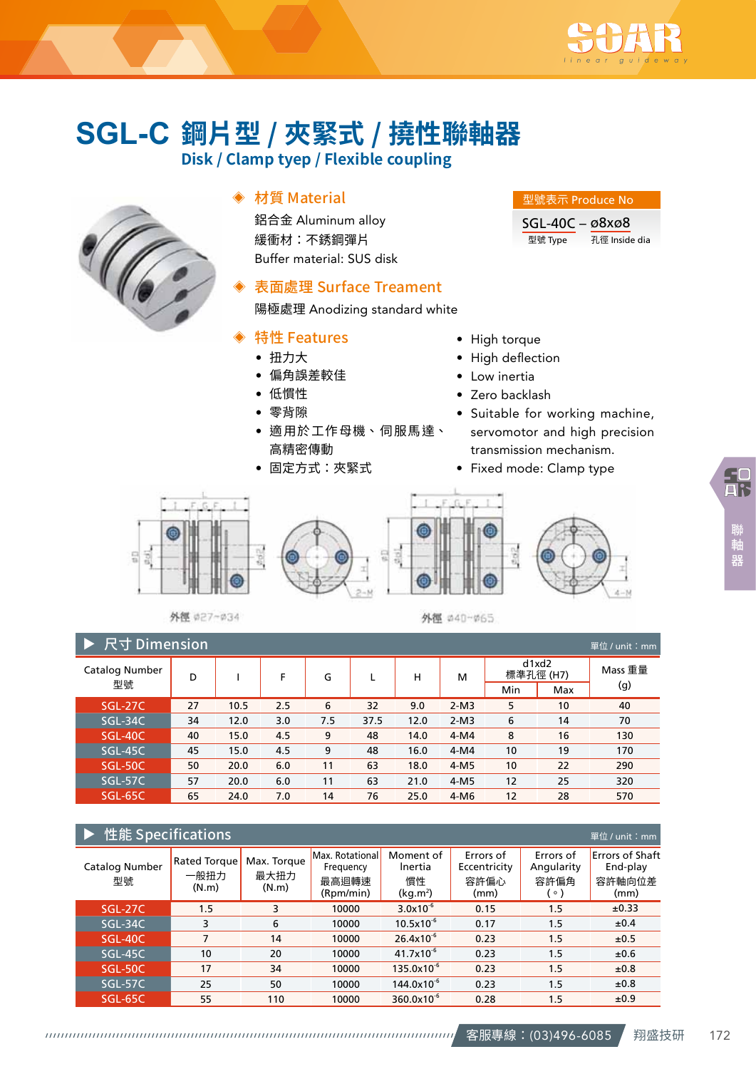# SGL-C 鋼片型 / 夾緊式 / 撓性聯軸器

## Disk / Clamp tyep / Flexible coupling

### ◈ 材質 Material

鋁合金 Aluminum alloy
緩衝材：不銹鋼彈片
Buffer material: SUS disk

**型號表示 Produce No**

SGL-40C – ø8xø8
型號 Type　孔徑 Inside dia

### ◈ 表面處理 Surface Treament

陽極處理 Anodizing standard white

### ◈ 特性 Features

- 扭力大
- 偏角誤差較佳
- 低慣性
- 零背隙
- 適用於工作母機、伺服馬達、高精密傳動
- 固定方式：夾緊式

- High torque
- High deflection
- Low inertia
- Zero backlash
- Suitable for working machine, servomotor and high precision transmission mechanism.
- Fixed mode: Clamp type

外徑 ø27~ø34　　外徑 ø40~ø65

## ▶ 尺寸 Dimension

單位 / unit：mm

| Catalog Number 型號 | D | I | F | G | L | H | M | d1xd2 標準孔徑 (H7) Min | d1xd2 標準孔徑 (H7) Max | Mass 重量 (g) |
|---|---|---|---|---|---|---|---|---|---|---|
| SGL-27C | 27 | 10.5 | 2.5 | 6 | 32 | 9.0 | 2-M3 | 5 | 10 | 40 |
| SGL-34C | 34 | 12.0 | 3.0 | 7.5 | 37.5 | 12.0 | 2-M3 | 6 | 14 | 70 |
| SGL-40C | 40 | 15.0 | 4.5 | 9 | 48 | 14.0 | 4-M4 | 8 | 16 | 130 |
| SGL-45C | 45 | 15.0 | 4.5 | 9 | 48 | 16.0 | 4-M4 | 10 | 19 | 170 |
| SGL-50C | 50 | 20.0 | 6.0 | 11 | 63 | 18.0 | 4-M5 | 10 | 22 | 290 |
| SGL-57C | 57 | 20.0 | 6.0 | 11 | 63 | 21.0 | 4-M5 | 12 | 25 | 320 |
| SGL-65C | 65 | 24.0 | 7.0 | 14 | 76 | 25.0 | 4-M6 | 12 | 28 | 570 |

## ▶ 性能 Specifications

單位 / unit：mm

| Catalog Number 型號 | Rated Torque 一般扭力 (N.m) | Max. Torque 最大扭力 (N.m) | Max. Rotational Frequency 最高迴轉速 (Rpm/min) | Moment of Inertia 慣性 (kg.m²) | Errors of Eccentricity 容許偏心 (mm) | Errors of Angularity 容許偏角 (°) | Errors of Shaft End-play 容許軸向位差 (mm) |
|---|---|---|---|---|---|---|---|
| SGL-27C | 1.5 | 3 | 10000 | $3.0 \times 10^{-6}$ | 0.15 | 1.5 | ±0.33 |
| SGL-34C | 3 | 6 | 10000 | $10.5 \times 10^{-6}$ | 0.17 | 1.5 | ±0.4 |
| SGL-40C | 7 | 14 | 10000 | $26.4 \times 10^{-6}$ | 0.23 | 1.5 | ±0.5 |
| SGL-45C | 10 | 20 | 10000 | $41.7 \times 10^{-6}$ | 0.23 | 1.5 | ±0.6 |
| SGL-50C | 17 | 34 | 10000 | $135.0 \times 10^{-6}$ | 0.23 | 1.5 | ±0.8 |
| SGL-57C | 25 | 50 | 10000 | $144.0 \times 10^{-6}$ | 0.23 | 1.5 | ±0.8 |
| SGL-65C | 55 | 110 | 10000 | $360.0 \times 10^{-6}$ | 0.28 | 1.5 | ±0.9 |

客服專線：(03)496-6085　翔盛技研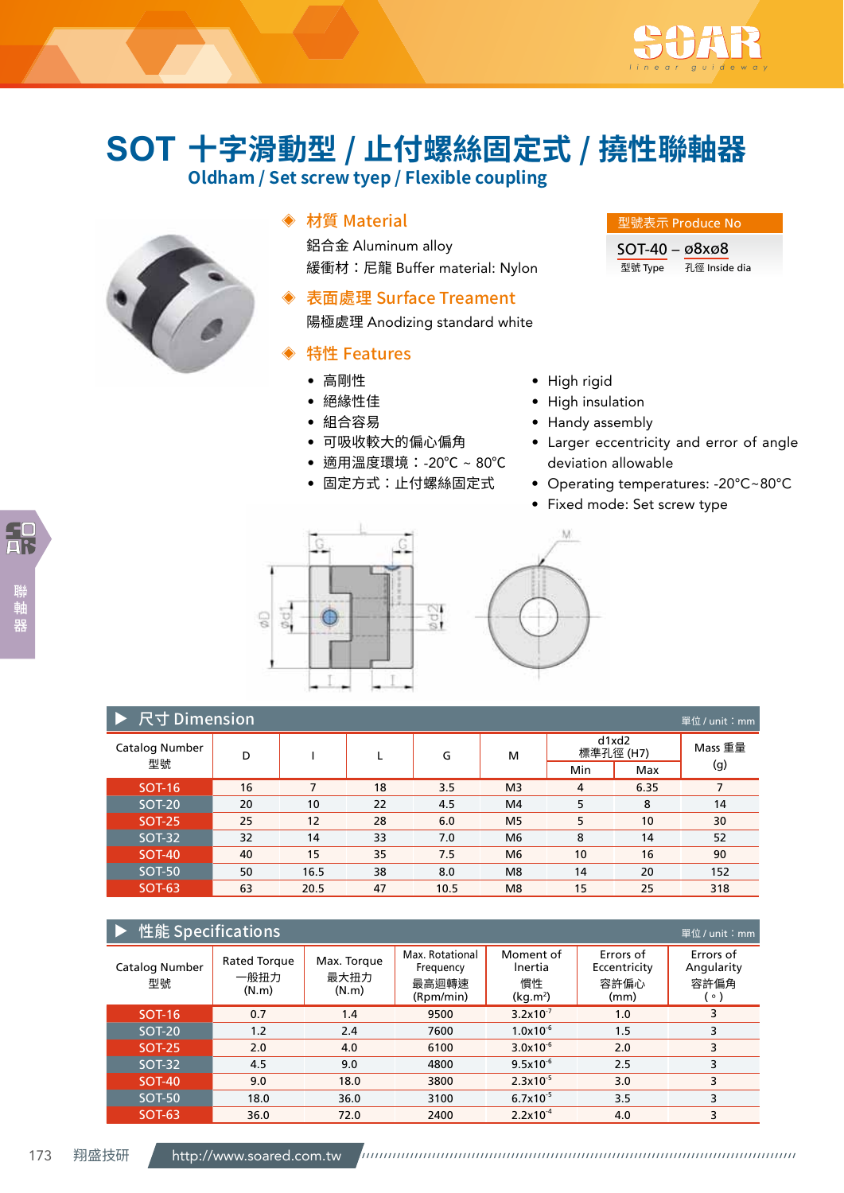# SOT 十字滑動型 / 止付螺絲固定式 / 撓性聯軸器

## Oldham / Set screw tyep / Flexible coupling

### ◈ 材質 Material

鋁合金 Aluminum alloy

緩衝材：尼龍 Buffer material: Nylon

### ◈ 表面處理 Surface Treament

陽極處理 Anodizing standard white

### ◈ 特性 Features

- 高剛性
- 絕緣性佳
- 組合容易
- 可吸收較大的偏心偏角
- 適用溫度環境：-20°C ~ 80°C
- 固定方式：止付螺絲固定式

- High rigid
- High insulation
- Handy assembly
- Larger eccentricity and error of angle deviation allowable
- Operating temperatures: -20°C~80°C
- Fixed mode: Set screw type

**型號表示 Produce No**

SOT-40 – ø8xø8

型號 Type　孔徑 Inside dia

## ▶ 尺寸 Dimension

單位 / unit：mm

| Catalog Number 型號 | D | I | L | G | M | d1xd2 標準孔徑 (H7) Min | d1xd2 標準孔徑 (H7) Max | Mass 重量 (g) |
|---|---|---|---|---|---|---|---|---|
| SOT-16 | 16 | 7 | 18 | 3.5 | M3 | 4 | 6.35 | 7 |
| SOT-20 | 20 | 10 | 22 | 4.5 | M4 | 5 | 8 | 14 |
| SOT-25 | 25 | 12 | 28 | 6.0 | M5 | 5 | 10 | 30 |
| SOT-32 | 32 | 14 | 33 | 7.0 | M6 | 8 | 14 | 52 |
| SOT-40 | 40 | 15 | 35 | 7.5 | M6 | 10 | 16 | 90 |
| SOT-50 | 50 | 16.5 | 38 | 8.0 | M8 | 14 | 20 | 152 |
| SOT-63 | 63 | 20.5 | 47 | 10.5 | M8 | 15 | 25 | 318 |

## ▶ 性能 Specifications

單位 / unit：mm

| Catalog Number 型號 | Rated Torque 一般扭力 (N.m) | Max. Torque 最大扭力 (N.m) | Max. Rotational Frequency 最高迴轉速 (Rpm/min) | Moment of Inertia 慣性 (kg.m²) | Errors of Eccentricity 容許偏心 (mm) | Errors of Angularity 容許偏角 (°) |
|---|---|---|---|---|---|---|
| SOT-16 | 0.7 | 1.4 | 9500 | $3.2x10^{-7}$ | 1.0 | 3 |
| SOT-20 | 1.2 | 2.4 | 7600 | $1.0x10^{-6}$ | 1.5 | 3 |
| SOT-25 | 2.0 | 4.0 | 6100 | $3.0x10^{-6}$ | 2.0 | 3 |
| SOT-32 | 4.5 | 9.0 | 4800 | $9.5x10^{-6}$ | 2.5 | 3 |
| SOT-40 | 9.0 | 18.0 | 3800 | $2.3x10^{-5}$ | 3.0 | 3 |
| SOT-50 | 18.0 | 36.0 | 3100 | $6.7x10^{-5}$ | 3.5 | 3 |
| SOT-63 | 36.0 | 72.0 | 2400 | $2.2x10^{-4}$ | 4.0 | 3 |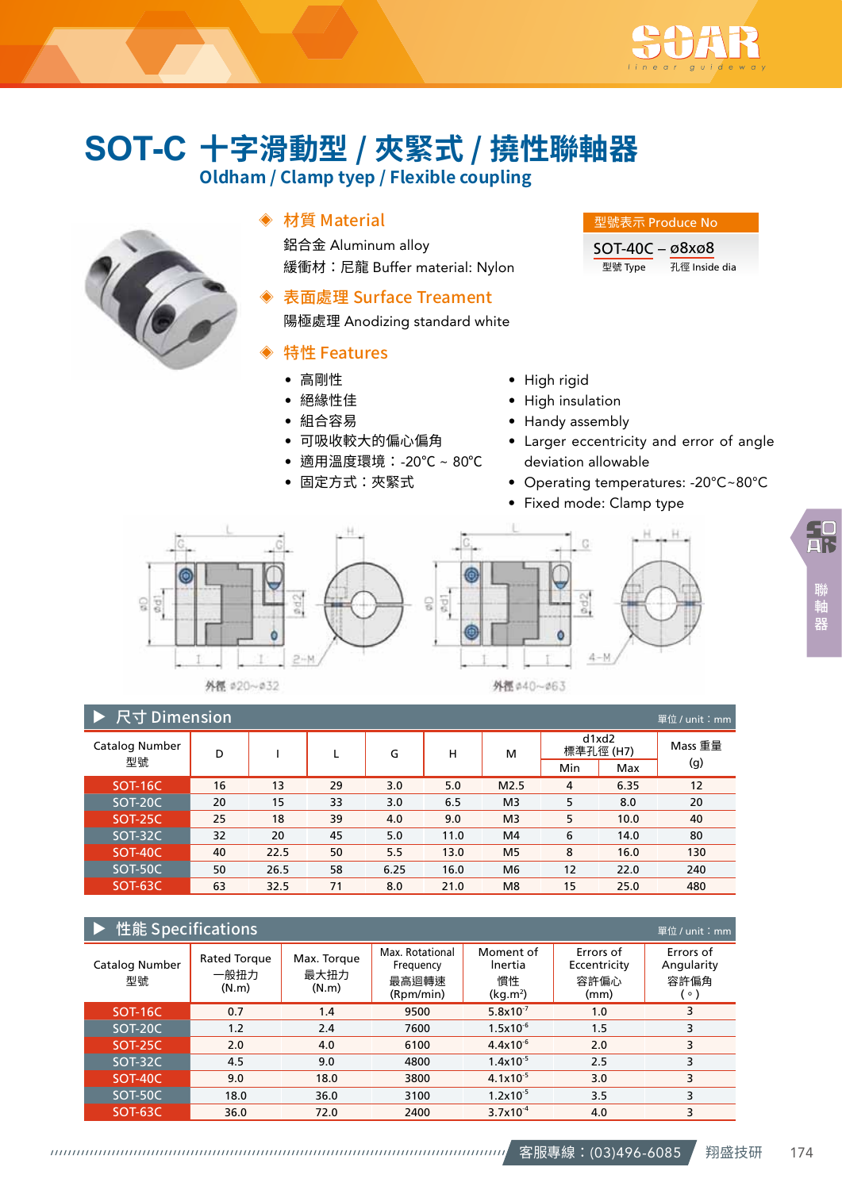# SOT-C 十字滑動型 / 夾緊式 / 撓性聯軸器

## Oldham / Clamp tyep / Flexible coupling

### ◈ 材質 Material

鋁合金 Aluminum alloy

緩衝材：尼龍 Buffer material: Nylon

### ◈ 表面處理 Surface Treament

陽極處理 Anodizing standard white

### ◈ 特性 Features

- 高剛性
- 絕緣性佳
- 組合容易
- 可吸收較大的偏心偏角
- 適用溫度環境：-20°C ~ 80°C
- 固定方式：夾緊式

- High rigid
- High insulation
- Handy assembly
- Larger eccentricity and error of angle deviation allowable
- Operating temperatures: -20°C~80°C
- Fixed mode: Clamp type

**型號表示 Produce No**

SOT-40C – ø8xø8

型號 Type　孔徑 Inside dia

外徑 ø20~ø32　　外徑 ø40~ø63

## ▶ 尺寸 Dimension

單位 / unit：mm

| Catalog Number 型號 | D | I | L | G | H | M | d1xd2 標準孔徑 (H7) Min | d1xd2 標準孔徑 (H7) Max | Mass 重量 (g) |
|---|---|---|---|---|---|---|---|---|---|
| SOT-16C | 16 | 13 | 29 | 3.0 | 5.0 | M2.5 | 4 | 6.35 | 12 |
| SOT-20C | 20 | 15 | 33 | 3.0 | 6.5 | M3 | 5 | 8.0 | 20 |
| SOT-25C | 25 | 18 | 39 | 4.0 | 9.0 | M3 | 5 | 10.0 | 40 |
| SOT-32C | 32 | 20 | 45 | 5.0 | 11.0 | M4 | 6 | 14.0 | 80 |
| SOT-40C | 40 | 22.5 | 50 | 5.5 | 13.0 | M5 | 8 | 16.0 | 130 |
| SOT-50C | 50 | 26.5 | 58 | 6.25 | 16.0 | M6 | 12 | 22.0 | 240 |
| SOT-63C | 63 | 32.5 | 71 | 8.0 | 21.0 | M8 | 15 | 25.0 | 480 |

## ▶ 性能 Specifications

單位 / unit：mm

| Catalog Number 型號 | Rated Torque 一般扭力 (N.m) | Max. Torque 最大扭力 (N.m) | Max. Rotational Frequency 最高迴轉速 (Rpm/min) | Moment of Inertia 慣性 (kg.m²) | Errors of Eccentricity 容許偏心 (mm) | Errors of Angularity 容許偏角 (°) |
|---|---|---|---|---|---|---|
| SOT-16C | 0.7 | 1.4 | 9500 | $5.8x10^{-7}$ | 1.0 | 3 |
| SOT-20C | 1.2 | 2.4 | 7600 | $1.5x10^{-6}$ | 1.5 | 3 |
| SOT-25C | 2.0 | 4.0 | 6100 | $4.4x10^{-6}$ | 2.0 | 3 |
| SOT-32C | 4.5 | 9.0 | 4800 | $1.4x10^{-5}$ | 2.5 | 3 |
| SOT-40C | 9.0 | 18.0 | 3800 | $4.1x10^{-5}$ | 3.0 | 3 |
| SOT-50C | 18.0 | 36.0 | 3100 | $1.2x10^{-5}$ | 3.5 | 3 |
| SOT-63C | 36.0 | 72.0 | 2400 | $3.7x10^{-4}$ | 4.0 | 3 |

客服專線：(03)496-6085　翔盛技研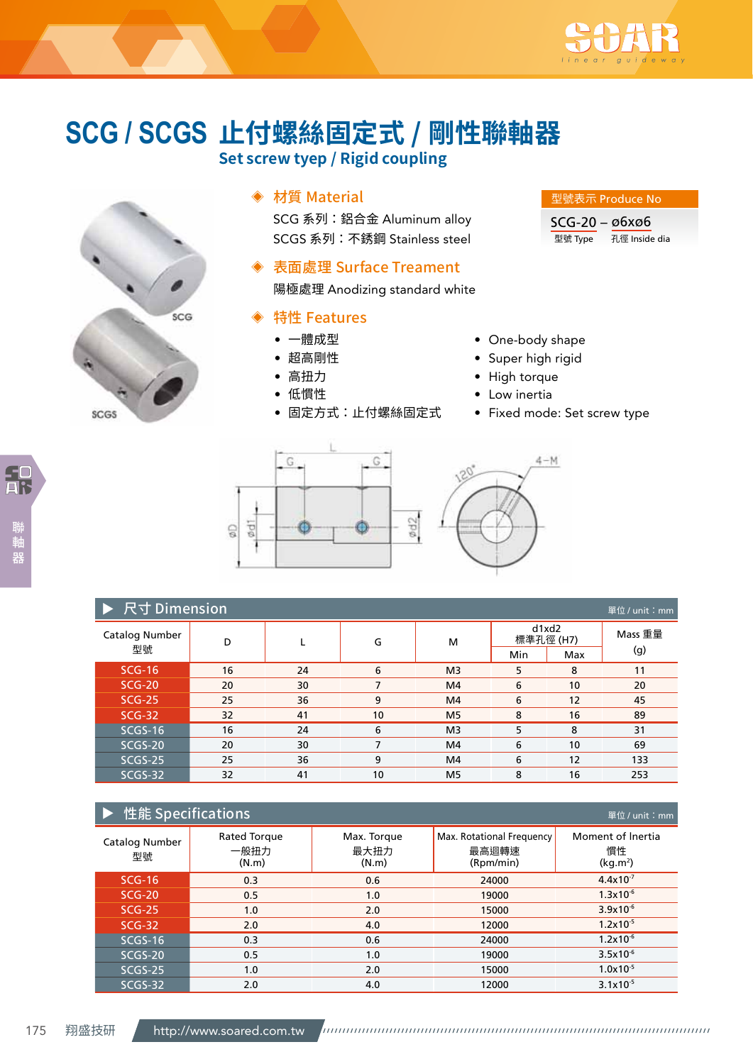# SCG / SCGS 止付螺絲固定式 / 剛性聯軸器

## Set screw tyep / Rigid coupling

### ◈ 材質 Material

SCG 系列：鋁合金 Aluminum alloy
SCGS 系列：不銹鋼 Stainless steel

### ◈ 表面處理 Surface Treament

陽極處理 Anodizing standard white

### ◈ 特性 Features

- 一體成型
- 超高剛性
- 高扭力
- 低慣性
- 固定方式：止付螺絲固定式

- One-body shape
- Super high rigid
- High torque
- Low inertia
- Fixed mode: Set screw type

**型號表示 Produce No**

SCG-20 – ø6xø6
型號 Type　孔徑 Inside dia

### ▶ 尺寸 Dimension

單位 / unit：mm

| Catalog Number 型號 | D | L | G | M | d1xd2 標準孔徑 (H7) Min | d1xd2 標準孔徑 (H7) Max | Mass 重量 (g) |
|---|---|---|---|---|---|---|---|
| SCG-16 | 16 | 24 | 6 | M3 | 5 | 8 | 11 |
| SCG-20 | 20 | 30 | 7 | M4 | 6 | 10 | 20 |
| SCG-25 | 25 | 36 | 9 | M4 | 6 | 12 | 45 |
| SCG-32 | 32 | 41 | 10 | M5 | 8 | 16 | 89 |
| SCGS-16 | 16 | 24 | 6 | M3 | 5 | 8 | 31 |
| SCGS-20 | 20 | 30 | 7 | M4 | 6 | 10 | 69 |
| SCGS-25 | 25 | 36 | 9 | M4 | 6 | 12 | 133 |
| SCGS-32 | 32 | 41 | 10 | M5 | 8 | 16 | 253 |

### ▶ 性能 Specifications

單位 / unit：mm

| Catalog Number 型號 | Rated Torque 一般扭力 (N.m) | Max. Torque 最大扭力 (N.m) | Max. Rotational Frequency 最高迴轉速 (Rpm/min) | Moment of Inertia 慣性 ($kg.m^2$) |
|---|---|---|---|---|
| SCG-16 | 0.3 | 0.6 | 24000 | $4.4x10^{-7}$ |
| SCG-20 | 0.5 | 1.0 | 19000 | $1.3x10^{-6}$ |
| SCG-25 | 1.0 | 2.0 | 15000 | $3.9x10^{-6}$ |
| SCG-32 | 2.0 | 4.0 | 12000 | $1.2x10^{-5}$ |
| SCGS-16 | 0.3 | 0.6 | 24000 | $1.2x10^{-6}$ |
| SCGS-20 | 0.5 | 1.0 | 19000 | $3.5x10^{-6}$ |
| SCGS-25 | 1.0 | 2.0 | 15000 | $1.0x10^{-5}$ |
| SCGS-32 | 2.0 | 4.0 | 12000 | $3.1x10^{-5}$ |

翔盛技研　http://www.soared.com.tw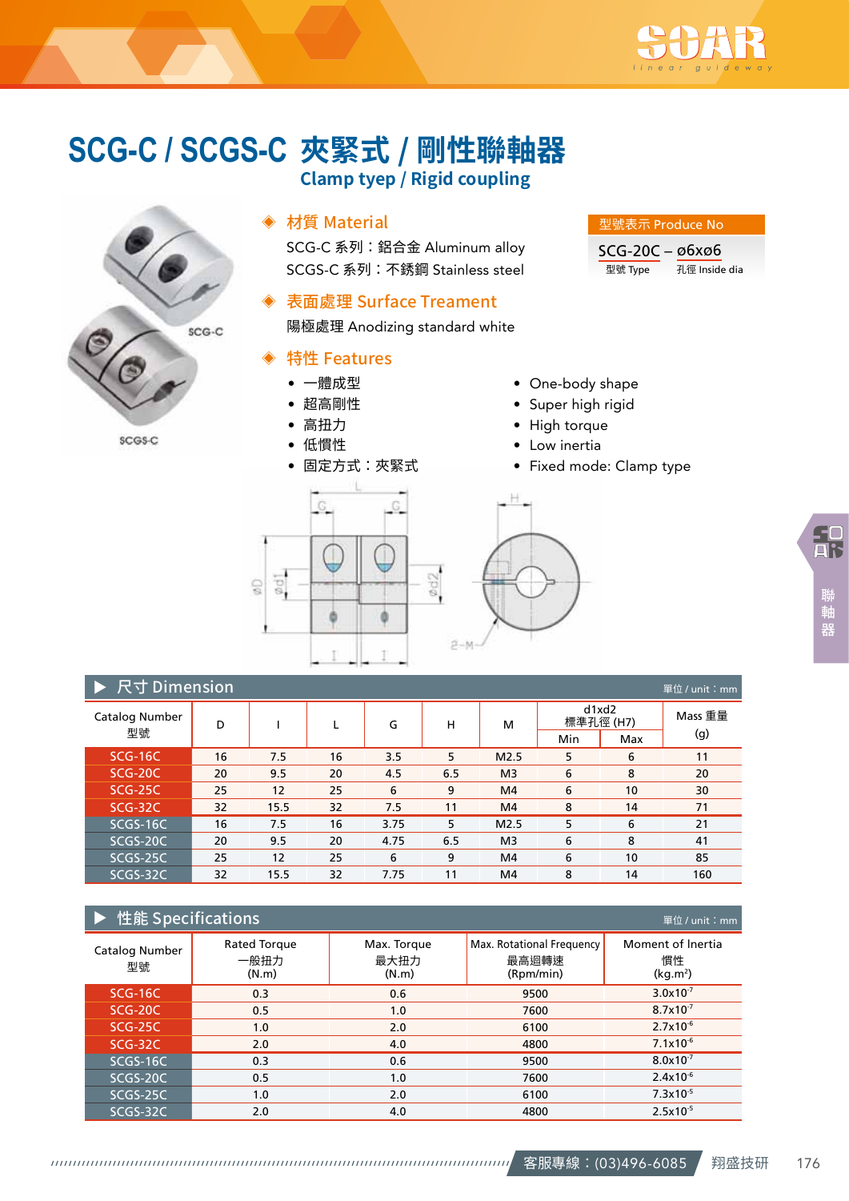# SCG-C / SCGS-C 夾緊式 / 剛性聯軸器

## Clamp tyep / Rigid coupling

### ◈ 材質 Material

SCG-C 系列：鋁合金 Aluminum alloy

SCGS-C 系列：不銹鋼 Stainless steel

### ◈ 表面處理 Surface Treament

陽極處理 Anodizing standard white

### ◈ 特性 Features

- 一體成型
- 超高剛性
- 高扭力
- 低慣性
- 固定方式：夾緊式

- One-body shape
- Super high rigid
- High torque
- Low inertia
- Fixed mode: Clamp type

**型號表示 Produce No**

SCG-20C – ø6xø6

型號 Type　孔徑 Inside dia

## ▶ 尺寸 Dimension

單位 / unit：mm

| Catalog Number 型號 | D | I | L | G | H | M | d1xd2 標準孔徑 (H7) Min | Max | Mass 重量 (g) |
|---|---|---|---|---|---|---|---|---|---|
| SCG-16C | 16 | 7.5 | 16 | 3.5 | 5 | M2.5 | 5 | 6 | 11 |
| SCG-20C | 20 | 9.5 | 20 | 4.5 | 6.5 | M3 | 6 | 8 | 20 |
| SCG-25C | 25 | 12 | 25 | 6 | 9 | M4 | 6 | 10 | 30 |
| SCG-32C | 32 | 15.5 | 32 | 7.5 | 11 | M4 | 8 | 14 | 71 |
| SCGS-16C | 16 | 7.5 | 16 | 3.75 | 5 | M2.5 | 5 | 6 | 21 |
| SCGS-20C | 20 | 9.5 | 20 | 4.75 | 6.5 | M3 | 6 | 8 | 41 |
| SCGS-25C | 25 | 12 | 25 | 6 | 9 | M4 | 6 | 10 | 85 |
| SCGS-32C | 32 | 15.5 | 32 | 7.75 | 11 | M4 | 8 | 14 | 160 |

## ▶ 性能 Specifications

單位 / unit：mm

| Catalog Number 型號 | Rated Torque 一般扭力 (N.m) | Max. Torque 最大扭力 (N.m) | Max. Rotational Frequency 最高迴轉速 (Rpm/min) | Moment of Inertia 慣性 (kg.m²) |
|---|---|---|---|---|
| SCG-16C | 0.3 | 0.6 | 9500 | $3.0x10^{-7}$ |
| SCG-20C | 0.5 | 1.0 | 7600 | $8.7x10^{-7}$ |
| SCG-25C | 1.0 | 2.0 | 6100 | $2.7x10^{-6}$ |
| SCG-32C | 2.0 | 4.0 | 4800 | $7.1x10^{-6}$ |
| SCGS-16C | 0.3 | 0.6 | 9500 | $8.0x10^{-7}$ |
| SCGS-20C | 0.5 | 1.0 | 7600 | $2.4x10^{-6}$ |
| SCGS-25C | 1.0 | 2.0 | 6100 | $7.3x10^{-5}$ |
| SCGS-32C | 2.0 | 4.0 | 4800 | $2.5x10^{-5}$ |

客服專線：(03)496-6085　翔盛技研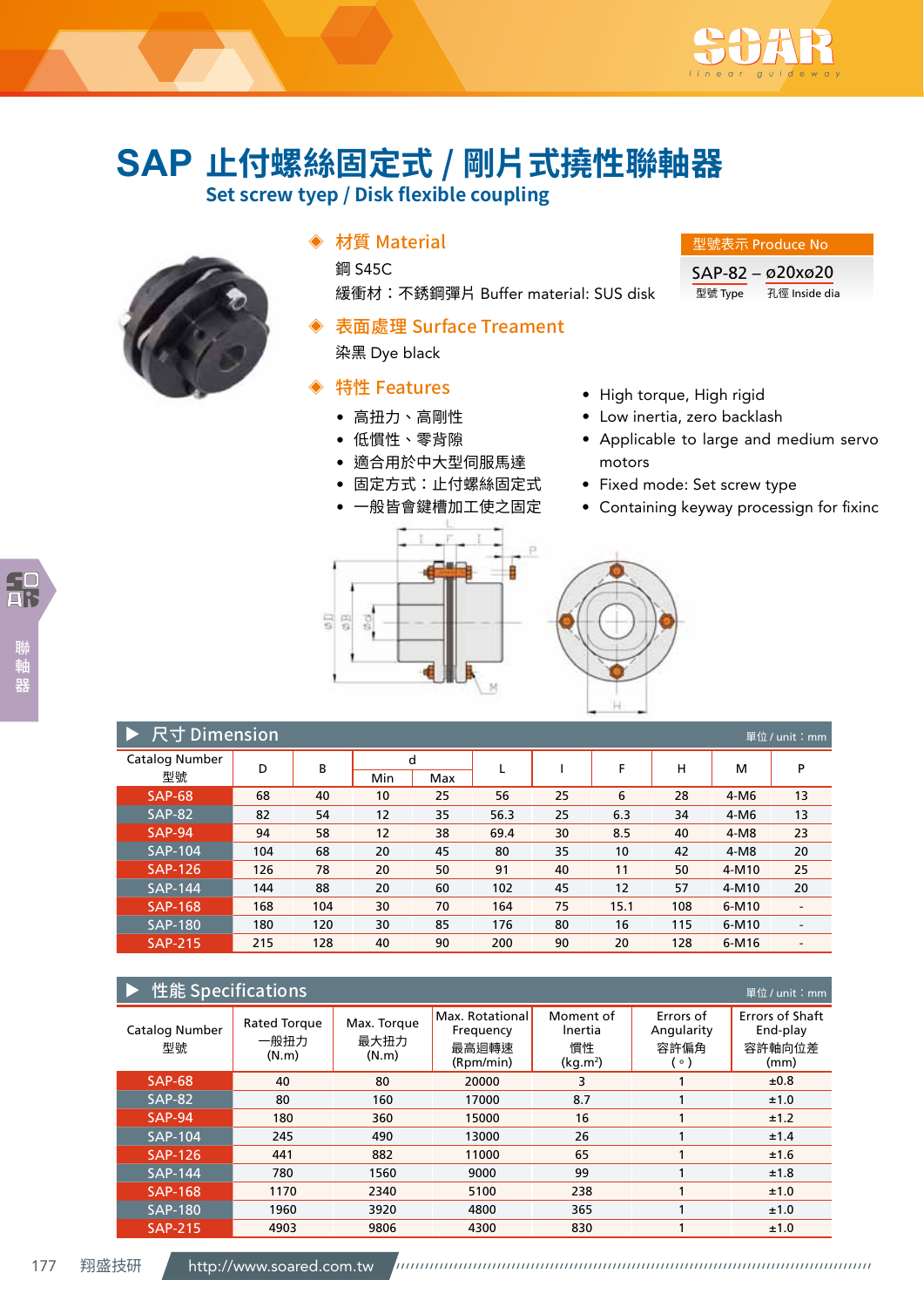# SAP 止付螺絲固定式 / 剛片式撓性聯軸器

## Set screw tyep / Disk flexible coupling

### ◈ 材質 Material

鋼 S45C

緩衝材：不銹鋼彈片 Buffer material: SUS disk

### ◈ 表面處理 Surface Treament

染黑 Dye black

### ◈ 特性 Features

- 高扭力、高剛性
- 低慣性、零背隙
- 適合用於中大型伺服馬達
- 固定方式：止付螺絲固定式
- 一般皆會鍵槽加工使之固定

- High torque, High rigid
- Low inertia, zero backlash
- Applicable to large and medium servo motors
- Fixed mode: Set screw type
- Containing keyway processing for fixinc

型號表示 Produce No

SAP-82 – ø20xø20

型號 Type　孔徑 Inside dia

## ▶ 尺寸 Dimension

單位 / unit：mm

| Catalog Number 型號 | D | B | d Min | d Max | L | l | F | H | M | P |
|---|---|---|---|---|---|---|---|---|---|---|
| SAP-68 | 68 | 40 | 10 | 25 | 56 | 25 | 6 | 28 | 4-M6 | 13 |
| SAP-82 | 82 | 54 | 12 | 35 | 56.3 | 25 | 6.3 | 34 | 4-M6 | 13 |
| SAP-94 | 94 | 58 | 12 | 38 | 69.4 | 30 | 8.5 | 40 | 4-M8 | 23 |
| SAP-104 | 104 | 68 | 20 | 45 | 80 | 35 | 10 | 42 | 4-M8 | 20 |
| SAP-126 | 126 | 78 | 20 | 50 | 91 | 40 | 11 | 50 | 4-M10 | 25 |
| SAP-144 | 144 | 88 | 20 | 60 | 102 | 45 | 12 | 57 | 4-M10 | 20 |
| SAP-168 | 168 | 104 | 30 | 70 | 164 | 75 | 15.1 | 108 | 6-M10 | - |
| SAP-180 | 180 | 120 | 30 | 85 | 176 | 80 | 16 | 115 | 6-M10 | - |
| SAP-215 | 215 | 128 | 40 | 90 | 200 | 90 | 20 | 128 | 6-M16 | - |

## ▶ 性能 Specifications

單位 / unit：mm

| Catalog Number 型號 | Rated Torque 一般扭力 (N.m) | Max. Torque 最大扭力 (N.m) | Max. Rotational Frequency 最高迴轉速 (Rpm/min) | Moment of Inertia 慣性 (kg.m²) | Errors of Angularity 容許偏角 (°) | Errors of Shaft End-play 容許軸向位差 (mm) |
|---|---|---|---|---|---|---|
| SAP-68 | 40 | 80 | 20000 | 3 | 1 | ±0.8 |
| SAP-82 | 80 | 160 | 17000 | 8.7 | 1 | ±1.0 |
| SAP-94 | 180 | 360 | 15000 | 16 | 1 | ±1.2 |
| SAP-104 | 245 | 490 | 13000 | 26 | 1 | ±1.4 |
| SAP-126 | 441 | 882 | 11000 | 65 | 1 | ±1.6 |
| SAP-144 | 780 | 1560 | 9000 | 99 | 1 | ±1.8 |
| SAP-168 | 1170 | 2340 | 5100 | 238 | 1 | ±1.0 |
| SAP-180 | 1960 | 3920 | 4800 | 365 | 1 | ±1.0 |
| SAP-215 | 4903 | 9806 | 4300 | 830 | 1 | ±1.0 |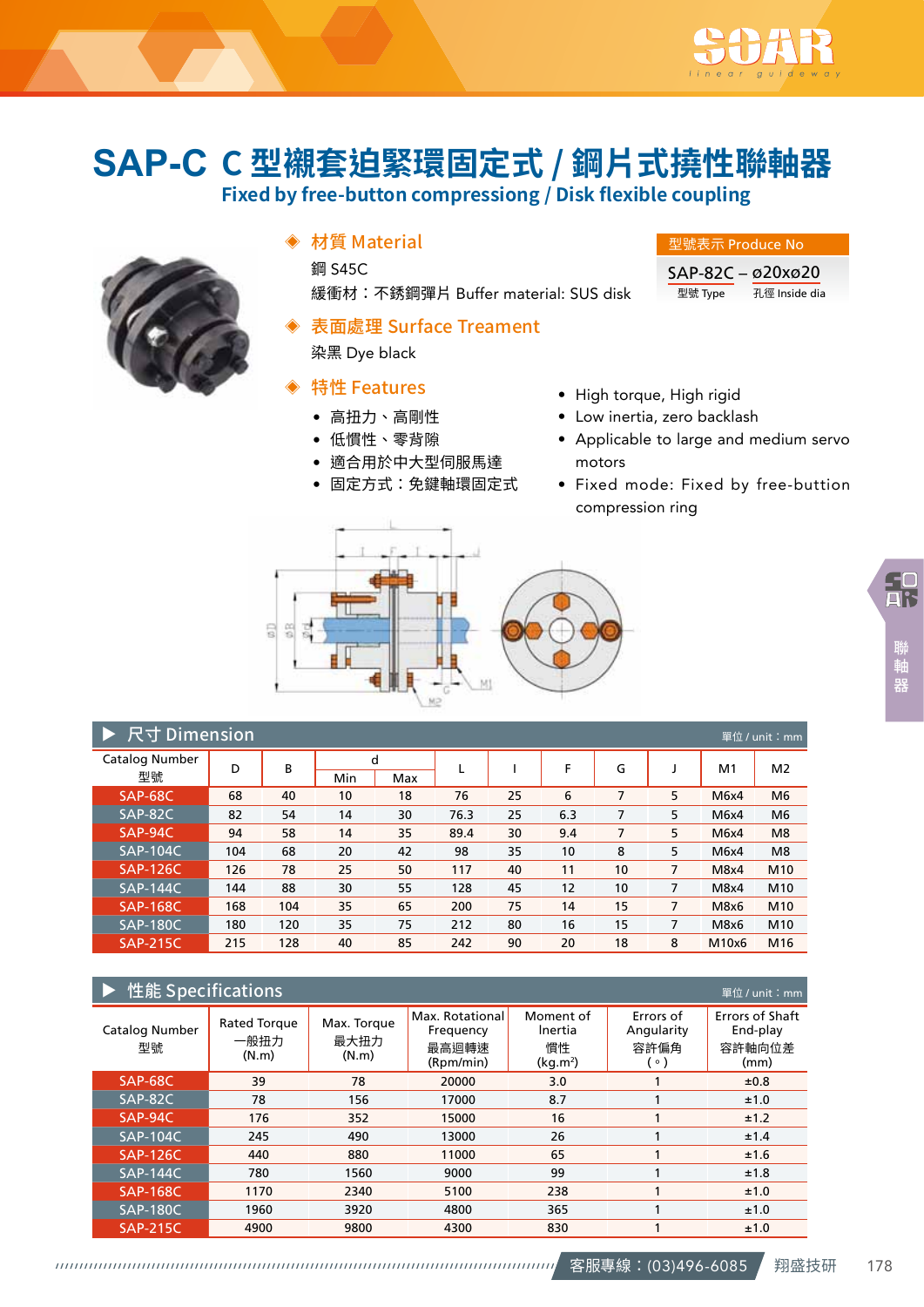# SAP-C C 型襯套迫緊環固定式 / 鋼片式撓性聯軸器

## Fixed by free-button compressing / Disk flexible coupling

### ◈ 材質 Material

鋼 S45C

緩衝材：不銹鋼彈片 Buffer material: SUS disk

**型號表示 Produce No**

SAP-82C – ø20xø20

型號 Type　孔徑 Inside dia

### ◈ 表面處理 Surface Treament

染黑 Dye black

### ◈ 特性 Features

- 高扭力、高剛性
- 低慣性、零背隙
- 適合用於中大型伺服馬達
- 固定方式：免鍵軸環固定式

- High torque, High rigid
- Low inertia, zero backlash
- Applicable to large and medium servo motors
- Fixed mode: Fixed by free-buttion compression ring

## ▶ 尺寸 Dimension

單位 / unit：mm

| Catalog Number 型號 | D | B | d Min | d Max | L | I | F | G | J | M1 | M2 |
|---|---|---|---|---|---|---|---|---|---|---|---|
| SAP-68C | 68 | 40 | 10 | 18 | 76 | 25 | 6 | 7 | 5 | M6x4 | M6 |
| SAP-82C | 82 | 54 | 14 | 30 | 76.3 | 25 | 6.3 | 7 | 5 | M6x4 | M6 |
| SAP-94C | 94 | 58 | 14 | 35 | 89.4 | 30 | 9.4 | 7 | 5 | M6x4 | M8 |
| SAP-104C | 104 | 68 | 20 | 42 | 98 | 35 | 10 | 8 | 5 | M6x4 | M8 |
| SAP-126C | 126 | 78 | 25 | 50 | 117 | 40 | 11 | 10 | 7 | M8x4 | M10 |
| SAP-144C | 144 | 88 | 30 | 55 | 128 | 45 | 12 | 10 | 7 | M8x4 | M10 |
| SAP-168C | 168 | 104 | 35 | 65 | 200 | 75 | 14 | 15 | 7 | M8x6 | M10 |
| SAP-180C | 180 | 120 | 35 | 75 | 212 | 80 | 16 | 15 | 7 | M8x6 | M10 |
| SAP-215C | 215 | 128 | 40 | 85 | 242 | 90 | 20 | 18 | 8 | M10x6 | M16 |

## ▶ 性能 Specifications

單位 / unit：mm

| Catalog Number 型號 | Rated Torque 一般扭力 (N.m) | Max. Torque 最大扭力 (N.m) | Max. Rotational Frequency 最高迴轉速 (Rpm/min) | Moment of Inertia 慣性 (kg.m²) | Errors of Angularity 容許偏角 (°) | Errors of Shaft End-play 容許軸向位差 (mm) |
|---|---|---|---|---|---|---|
| SAP-68C | 39 | 78 | 20000 | 3.0 | 1 | ±0.8 |
| SAP-82C | 78 | 156 | 17000 | 8.7 | 1 | ±1.0 |
| SAP-94C | 176 | 352 | 15000 | 16 | 1 | ±1.2 |
| SAP-104C | 245 | 490 | 13000 | 26 | 1 | ±1.4 |
| SAP-126C | 440 | 880 | 11000 | 65 | 1 | ±1.6 |
| SAP-144C | 780 | 1560 | 9000 | 99 | 1 | ±1.8 |
| SAP-168C | 1170 | 2340 | 5100 | 238 | 1 | ±1.0 |
| SAP-180C | 1960 | 3920 | 4800 | 365 | 1 | ±1.0 |
| SAP-215C | 4900 | 9800 | 4300 | 830 | 1 | ±1.0 |

客服專線：(03)496-6085　翔盛技研